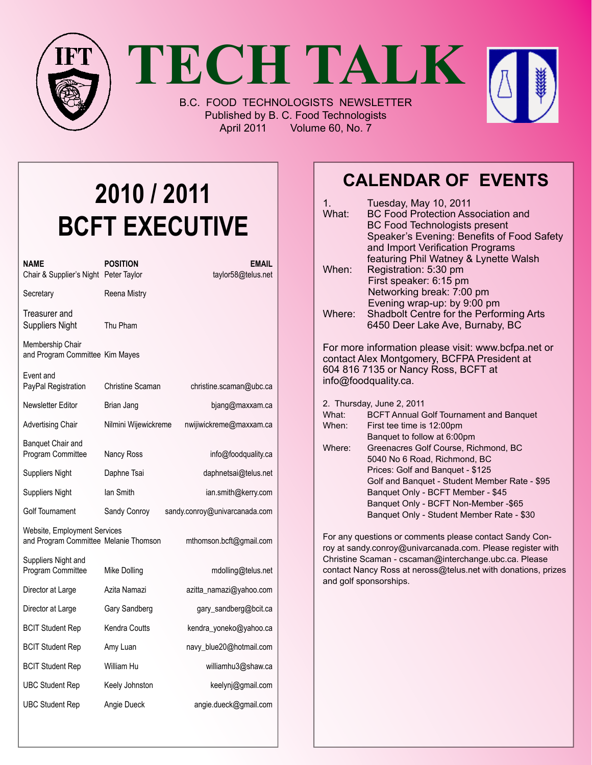# TECH TALK

B.C. FOOD TECHNOLOGISTS NEWSLETTER
Published by B. C. Food Technologists
April 2011 Volume 60, No. 7

## 2010 / 2011 BCFT EXECUTIVE

| NAME | POSITION | EMAIL |
|---|---|---|
| Chair & Supplier's Night | Peter Taylor | taylor58@telus.net |
| Secretary | Reena Mistry | |
| Treasurer and Suppliers Night | Thu Pham | |
| Membership Chair and Program Committee | Kim Mayes | |
| Event and PayPal Registration | Christine Scaman | christine.scaman@ubc.ca |
| Newsletter Editor | Brian Jang | bjang@maxxam.ca |
| Advertising Chair | Nilmini Wijewickreme | nwijiwickreme@maxxam.ca |
| Banquet Chair and Program Committee | Nancy Ross | info@foodquality.ca |
| Suppliers Night | Daphne Tsai | daphnetsai@telus.net |
| Suppliers Night | Ian Smith | ian.smith@kerry.com |
| Golf Tournament | Sandy Conroy | sandy.conroy@univarcanada.com |
| Website, Employment Services and Program Committee | Melanie Thomson | mthomson.bcft@gmail.com |
| Suppliers Night and Program Committee | Mike Dolling | mdolling@telus.net |
| Director at Large | Azita Namazi | azitta_namazi@yahoo.com |
| Director at Large | Gary Sandberg | gary_sandberg@bcit.ca |
| BCIT Student Rep | Kendra Coutts | kendra_yoneko@yahoo.ca |
| BCIT Student Rep | Amy Luan | navy_blue20@hotmail.com |
| BCIT Student Rep | William Hu | williamhu3@shaw.ca |
| UBC Student Rep | Keely Johnston | keelynj@gmail.com |
| UBC Student Rep | Angie Dueck | angie.dueck@gmail.com |

## CALENDAR OF EVENTS

1. Tuesday, May 10, 2011

What: BC Food Protection Association and BC Food Technologists present Speaker's Evening: Benefits of Food Safety and Import Verification Programs featuring Phil Watney & Lynette Walsh

When: Registration: 5:30 pm
First speaker: 6:15 pm
Networking break: 7:00 pm
Evening wrap-up: by 9:00 pm

Where: Shadbolt Centre for the Performing Arts
6450 Deer Lake Ave, Burnaby, BC

For more information please visit: www.bcfpa.net or contact Alex Montgomery, BCFPA President at 604 816 7135 or Nancy Ross, BCFT at info@foodquality.ca.

2. Thursday, June 2, 2011

What: BCFT Annual Golf Tournament and Banquet

When: First tee time is 12:00pm
Banquet to follow at 6:00pm

Where: Greenacres Golf Course, Richmond, BC
5040 No 6 Road, Richmond, BC
Prices: Golf and Banquet - $125
Golf and Banquet - Student Member Rate - $95
Banquet Only - BCFT Member - $45
Banquet Only - BCFT Non-Member -$65
Banquet Only - Student Member Rate - $30

For any questions or comments please contact Sandy Conroy at sandy.conroy@univarcanada.com. Please register with Christine Scaman - cscaman@interchange.ubc.ca. Please contact Nancy Ross at neross@telus.net with donations, prizes and golf sponsorships.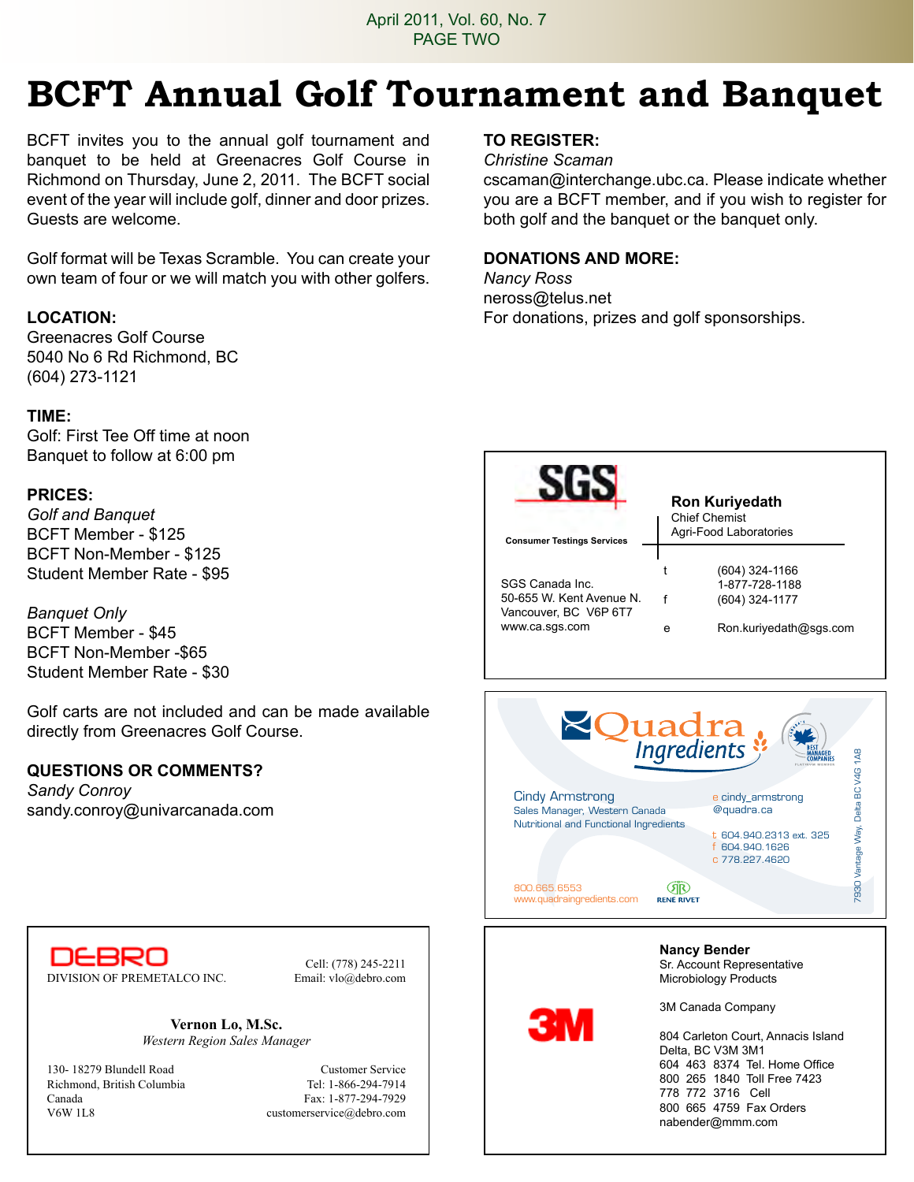# BCFT Annual Golf Tournament and Banquet

BCFT invites you to the annual golf tournament and banquet to be held at Greenacres Golf Course in Richmond on Thursday, June 2, 2011. The BCFT social event of the year will include golf, dinner and door prizes. Guests are welcome.

Golf format will be Texas Scramble. You can create your own team of four or we will match you with other golfers.

**LOCATION:**
Greenacres Golf Course
5040 No 6 Rd Richmond, BC
(604) 273-1121

**TIME:**
Golf: First Tee Off time at noon
Banquet to follow at 6:00 pm

**PRICES:**
*Golf and Banquet*
BCFT Member - $125
BCFT Non-Member - $125
Student Member Rate - $95

*Banquet Only*
BCFT Member - $45
BCFT Non-Member -$65
Student Member Rate - $30

Golf carts are not included and can be made available directly from Greenacres Golf Course.

**QUESTIONS OR COMMENTS?**
*Sandy Conroy*
sandy.conroy@univarcanada.com

**TO REGISTER:**
*Christine Scaman*
cscaman@interchange.ubc.ca. Please indicate whether you are a BCFT member, and if you wish to register for both golf and the banquet or the banquet only.

**DONATIONS AND MORE:**
*Nancy Ross*
neross@telus.net
For donations, prizes and golf sponsorships.

---

SGS
Consumer Testings Services

**Ron Kuriyedath**
Chief Chemist
Agri-Food Laboratories

SGS Canada Inc.
50-655 W. Kent Avenue N.
Vancouver, BC V6P 6T7
www.ca.sgs.com

t (604) 324-1166
1-877-728-1188
f (604) 324-1177
e Ron.kuriyedath@sgs.com

---

Quadra Ingredients

Cindy Armstrong
Sales Manager, Western Canada
Nutritional and Functional Ingredients

e cindy_armstrong@quadra.ca
t 604.940.2313 ext. 325
f 604.940.1626
c 778.227.4620

800.665.6553
www.quadraingredients.com

RENE RIVET

7930 Vantage Way, Delta BC V4G 1A8

---

DEBRO
DIVISION OF PREMETALCO INC.

Cell: (778) 245-2211
Email: vlo@debro.com

**Vernon Lo, M.Sc.**
*Western Region Sales Manager*

130- 18279 Blundell Road
Richmond, British Columbia
Canada
V6W 1L8

Customer Service
Tel: 1-866-294-7914
Fax: 1-877-294-7929
customerservice@debro.com

---

3M

**Nancy Bender**
Sr. Account Representative
Microbiology Products

3M Canada Company

804 Carleton Court, Annacis Island
Delta, BC V3M 3M1
604 463 8374 Tel. Home Office
800 265 1840 Toll Free 7423
778 772 3716 Cell
800 665 4759 Fax Orders
nabender@mmm.com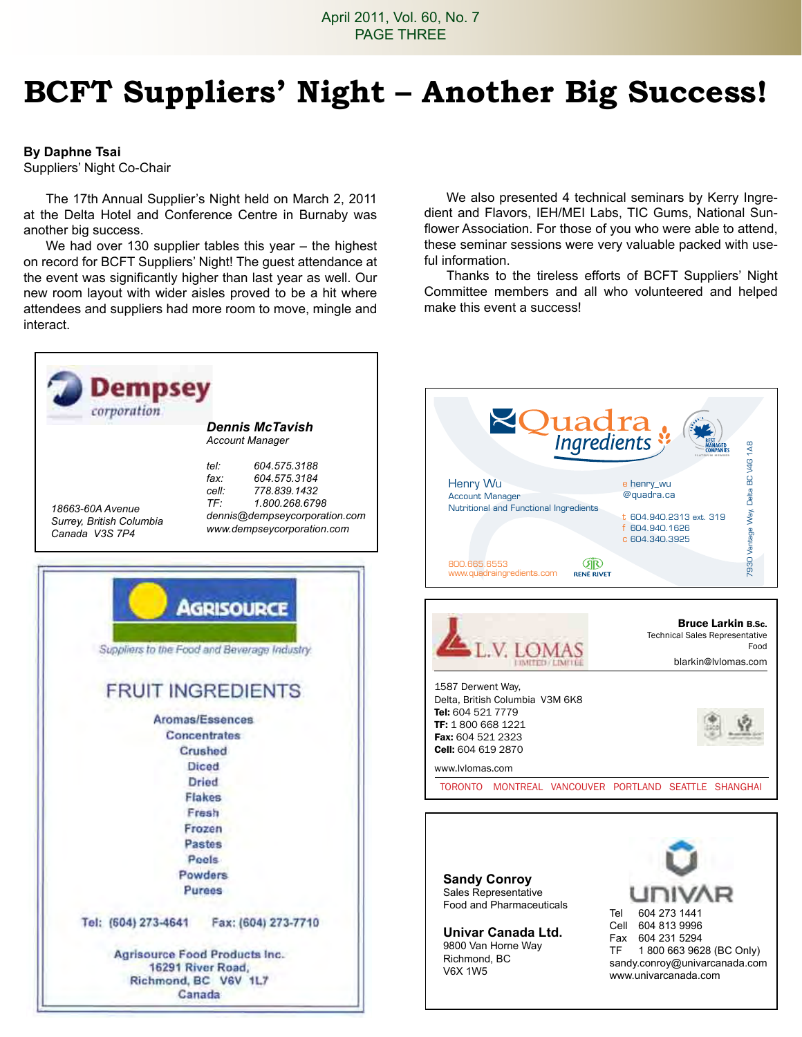# BCFT Suppliers' Night – Another Big Success!

**By Daphne Tsai**
Suppliers' Night Co-Chair

The 17th Annual Supplier's Night held on March 2, 2011 at the Delta Hotel and Conference Centre in Burnaby was another big success.

We had over 130 supplier tables this year – the highest on record for BCFT Suppliers' Night! The guest attendance at the event was significantly higher than last year as well. Our new room layout with wider aisles proved to be a hit where attendees and suppliers had more room to move, mingle and interact.

We also presented 4 technical seminars by Kerry Ingredient and Flavors, IEH/MEI Labs, TIC Gums, National Sunflower Association. For those of you who were able to attend, these seminar sessions were very valuable packed with useful information.

Thanks to the tireless efforts of BCFT Suppliers' Night Committee members and all who volunteered and helped make this event a success!

---

Dempsey corporation

***Dennis McTavish***
*Account Manager*

*tel: 604.575.3188*
*fax: 604.575.3184*
*cell: 778.839.1432*
*TF: 1.800.268.6798*
*dennis@dempseycorporation.com*
*www.dempseycorporation.com*

*18663-60A Avenue*
*Surrey, British Columbia*
*Canada V3S 7P4*

---

AGRISOURCE
Suppliers to the Food and Beverage Industry

FRUIT INGREDIENTS

Aromas/Essences
Concentrates
Crushed
Diced
Dried
Flakes
Fresh
Frozen
Pastes
Peels
Powders
Purees

Tel: (604) 273-4641 Fax: (604) 273-7710

Agrisource Food Products Inc.
16291 River Road,
Richmond, BC V6V 1L7
Canada

---

Quadra Ingredients

Henry Wu
Account Manager
Nutritional and Functional Ingredients

e henry_wu@quadra.ca

t 604.940.2313 ext. 319
f 604.940.1626
c 604.340.3925

800.665.6553
www.quadraingredients.com

RENE RIVET

7930 Vantage Way, Delta BC V4G 1A8

---

L.V. LOMAS LIMITED / LIMITÉE

**Bruce Larkin B.Sc.**
Technical Sales Representative
Food
blarkin@lvlomas.com

1587 Derwent Way,
Delta, British Columbia V3M 6K8
**Tel:** 604 521 7779
**TF:** 1 800 668 1221
**Fax:** 604 521 2323
**Cell:** 604 619 2870

www.lvlomas.com

TORONTO MONTREAL VANCOUVER PORTLAND SEATTLE SHANGHAI

---

UNIVAR

**Sandy Conroy**
Sales Representative
Food and Pharmaceuticals

**Univar Canada Ltd.**
9800 Van Horne Way
Richmond, BC
V6X 1W5

Tel 604 273 1441
Cell 604 813 9996
Fax 604 231 5294
TF 1 800 663 9628 (BC Only)
sandy.conroy@univarcanada.com
www.univarcanada.com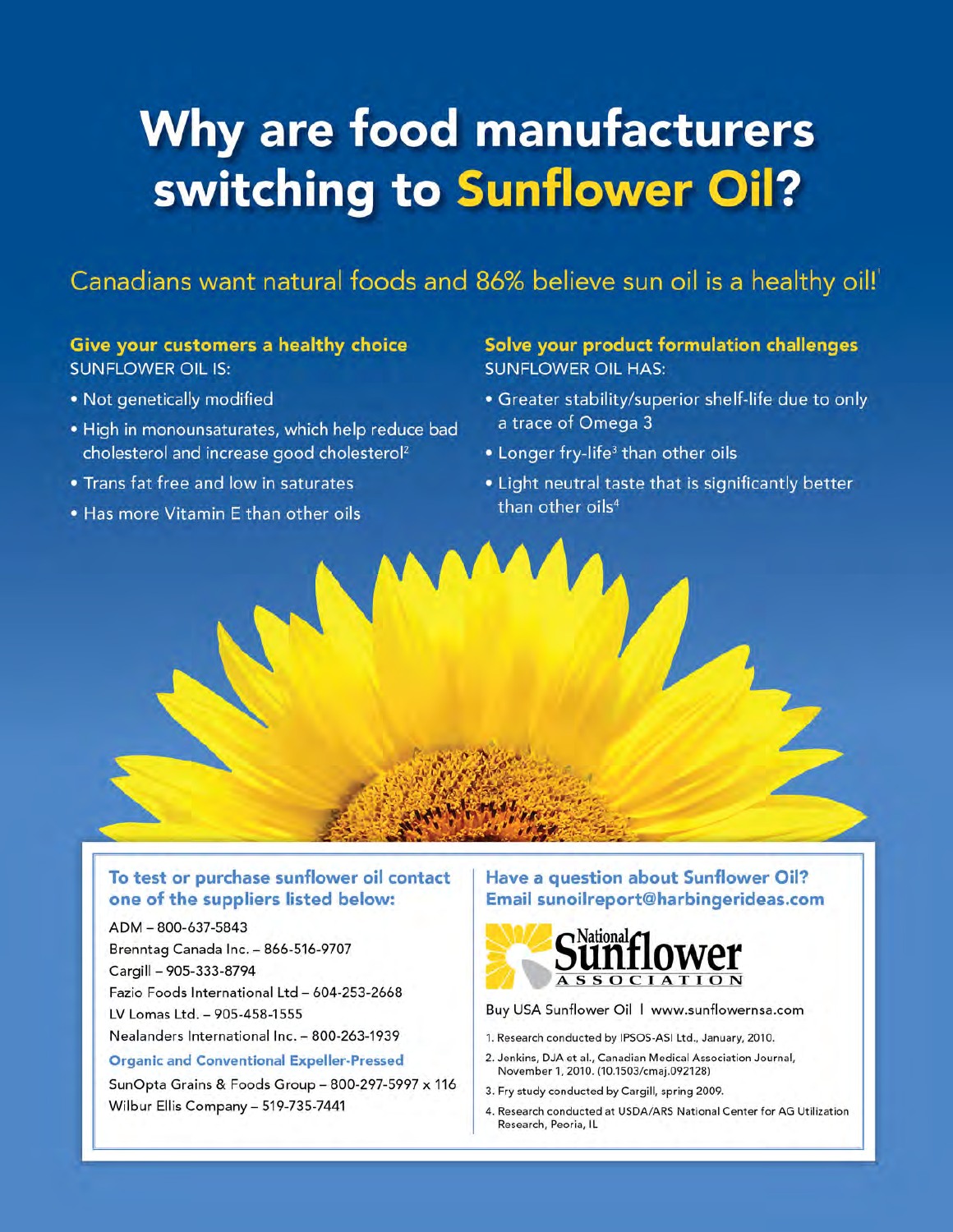# Why are food manufacturers switching to Sunflower Oil?

## Canadians want natural foods and 86% believe sun oil is a healthy oil![1]

### Give your customers a healthy choice

SUNFLOWER OIL IS:

- Not genetically modified
- High in monounsaturates, which help reduce bad cholesterol and increase good cholesterol[2]
- Trans fat free and low in saturates
- Has more Vitamin E than other oils

### Solve your product formulation challenges

SUNFLOWER OIL HAS:

- Greater stability/superior shelf-life due to only a trace of Omega 3
- Longer fry-life[3] than other oils
- Light neutral taste that is significantly better than other oils[4]

### To test or purchase sunflower oil contact one of the suppliers listed below:

ADM – 800-637-5843
Brenntag Canada Inc. – 866-516-9707
Cargill – 905-333-8794
Fazio Foods International Ltd – 604-253-2668
LV Lomas Ltd. – 905-458-1555
Nealanders International Inc. – 800-263-1939

**Organic and Conventional Expeller-Pressed**

SunOpta Grains & Foods Group – 800-297-5997 x 116
Wilbur Ellis Company – 519-735-7441

### Have a question about Sunflower Oil? Email sunoilreport@harbingerideas.com

National Sunflower Association

Buy USA Sunflower Oil | www.sunflowernsa.com

1. Research conducted by IPSOS-ASI Ltd., January, 2010.
2. Jenkins, DJA et al., Canadian Medical Association Journal, November 1, 2010. (10.1503/cmaj.092128)
3. Fry study conducted by Cargill, spring 2009.
4. Research conducted at USDA/ARS National Center for AG Utilization Research, Peoria, IL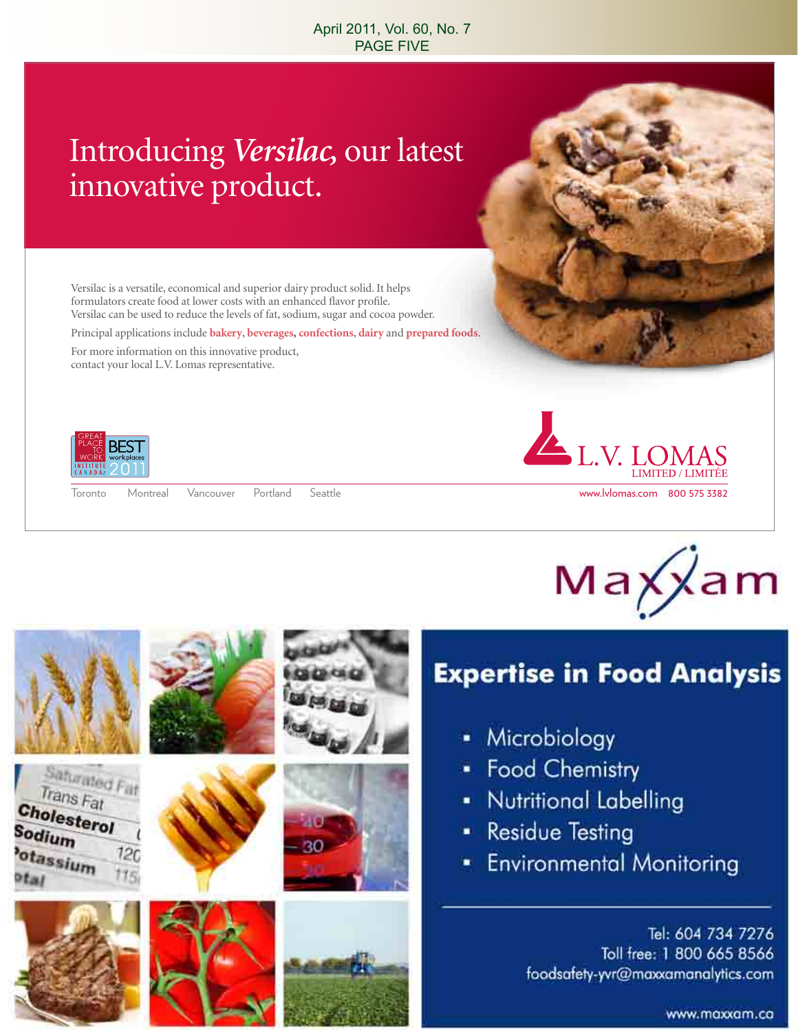# Introducing *Versilac*, our latest innovative product.

Versilac is a versatile, economical and superior dairy product solid. It helps formulators create food at lower costs with an enhanced flavor profile. Versilac can be used to reduce the levels of fat, sodium, sugar and cocoa powder.

Principal applications include **bakery**, **beverages**, **confections**, **dairy** and **prepared foods**.

For more information on this innovative product, contact your local L.V. Lomas representative.

GREAT PLACE TO WORK INSTITUTE CANADA BEST workplaces 2011

Toronto Montreal Vancouver Portland Seattle

L.V. LOMAS LIMITED / LIMITÉE

www.lvlomas.com 800 575 3382

Maxxam

## Expertise in Food Analysis

- Microbiology
- Food Chemistry
- Nutritional Labelling
- Residue Testing
- Environmental Monitoring

Tel: 604 734 7276
Toll free: 1 800 665 8566
foodsafety-yvr@maxxamanalytics.com

www.maxxam.ca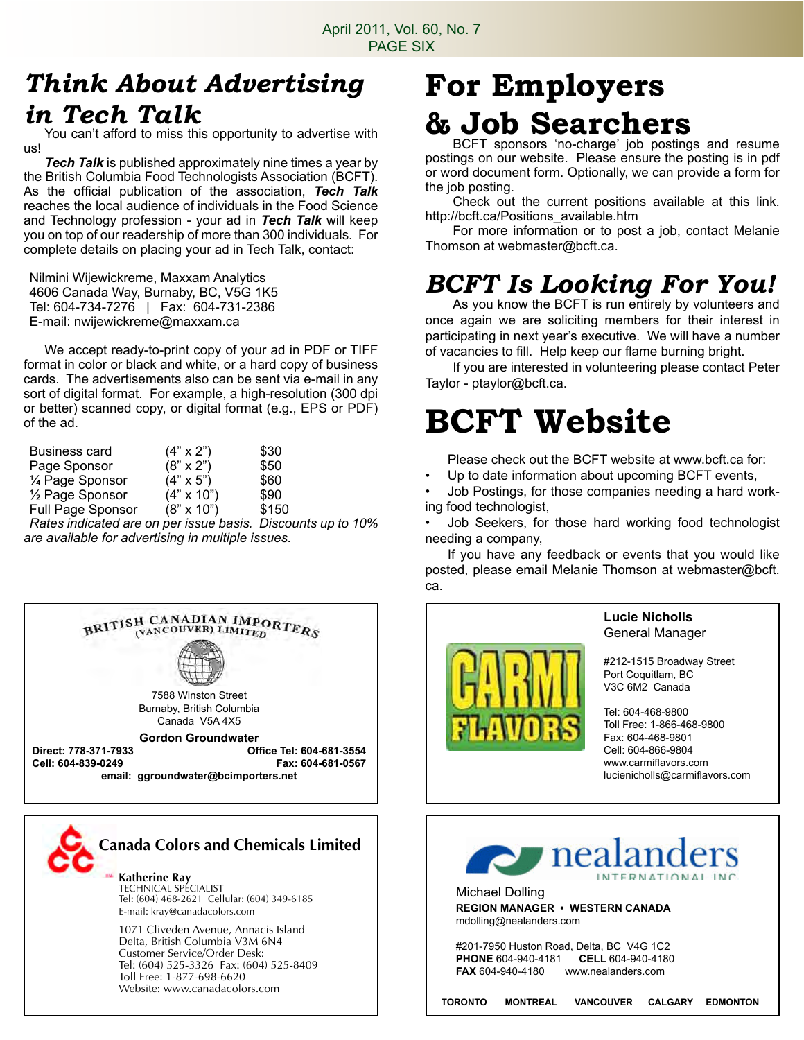# *Think About Advertising in Tech Talk*

You can't afford to miss this opportunity to advertise with us!

***Tech Talk*** is published approximately nine times a year by the British Columbia Food Technologists Association (BCFT). As the official publication of the association, ***Tech Talk*** reaches the local audience of individuals in the Food Science and Technology profession - your ad in ***Tech Talk*** will keep you on top of our readership of more than 300 individuals. For complete details on placing your ad in Tech Talk, contact:

Nilmini Wijewickreme, Maxxam Analytics
4606 Canada Way, Burnaby, BC, V5G 1K5
Tel: 604-734-7276 | Fax: 604-731-2386
E-mail: nwijewickreme@maxxam.ca

We accept ready-to-print copy of your ad in PDF or TIFF format in color or black and white, or a hard copy of business cards. The advertisements also can be sent via e-mail in any sort of digital format. For example, a high-resolution (300 dpi or better) scanned copy, or digital format (e.g., EPS or PDF) of the ad.

| | | |
|---|---|---|
| Business card | (4" x 2") | $30 |
| Page Sponsor | (8" x 2") | $50 |
| ¼ Page Sponsor | (4" x 5") | $60 |
| ½ Page Sponsor | (4" x 10") | $90 |
| Full Page Sponsor | (8" x 10") | $150 |

*Rates indicated are on per issue basis. Discounts up to 10% are available for advertising in multiple issues.*

# For Employers & Job Searchers

BCFT sponsors 'no-charge' job postings and resume postings on our website. Please ensure the posting is in pdf or word document form. Optionally, we can provide a form for the job posting.

Check out the current positions available at this link. http://bcft.ca/Positions_available.htm

For more information or to post a job, contact Melanie Thomson at webmaster@bcft.ca.

# *BCFT Is Looking For You!*

As you know the BCFT is run entirely by volunteers and once again we are soliciting members for their interest in participating in next year's executive. We will have a number of vacancies to fill. Help keep our flame burning bright.

If you are interested in volunteering please contact Peter Taylor - ptaylor@bcft.ca.

# BCFT Website

Please check out the BCFT website at www.bcft.ca for:

- Up to date information about upcoming BCFT events,
- Job Postings, for those companies needing a hard working food technologist,
- Job Seekers, for those hard working food technologist needing a company,

If you have any feedback or events that you would like posted, please email Melanie Thomson at webmaster@bcft.ca.

---

BRITISH CANADIAN IMPORTERS (VANCOUVER) LIMITED
7588 Winston Street
Burnaby, British Columbia
Canada V5A 4X5
**Gordon Groundwater**
**Direct: 778-371-7933** **Office Tel: 604-681-3554**
**Cell: 604-839-0249** **Fax: 604-681-0567**
**email: ggroundwater@bcimporters.net**

---

CARMI FLAVORS
**Lucie Nicholls**
General Manager
#212-1515 Broadway Street
Port Coquitlam, BC
V3C 6M2 Canada
Tel: 604-468-9800
Toll Free: 1-866-468-9800
Fax: 604-468-9801
Cell: 604-866-9804
www.carmiflavors.com
lucienicholls@carmiflavors.com

---

**Canada Colors and Chemicals Limited**
**Katherine Ray**
TECHNICAL SPECIALIST
Tel: (604) 468-2621 Cellular: (604) 349-6185
E-mail: kray@canadacolors.com
1071 Cliveden Avenue, Annacis Island
Delta, British Columbia V3M 6N4
Customer Service/Order Desk:
Tel: (604) 525-3326 Fax: (604) 525-8409
Toll Free: 1-877-698-6620
Website: www.canadacolors.com

---

nealanders INTERNATIONAL INC
Michael Dolling
**REGION MANAGER • WESTERN CANADA**
mdolling@nealanders.com
#201-7950 Huston Road, Delta, BC V4G 1C2
**PHONE** 604-940-4181 **CELL** 604-940-4180
**FAX** 604-940-4180 www.nealanders.com
**TORONTO MONTREAL VANCOUVER CALGARY EDMONTON**